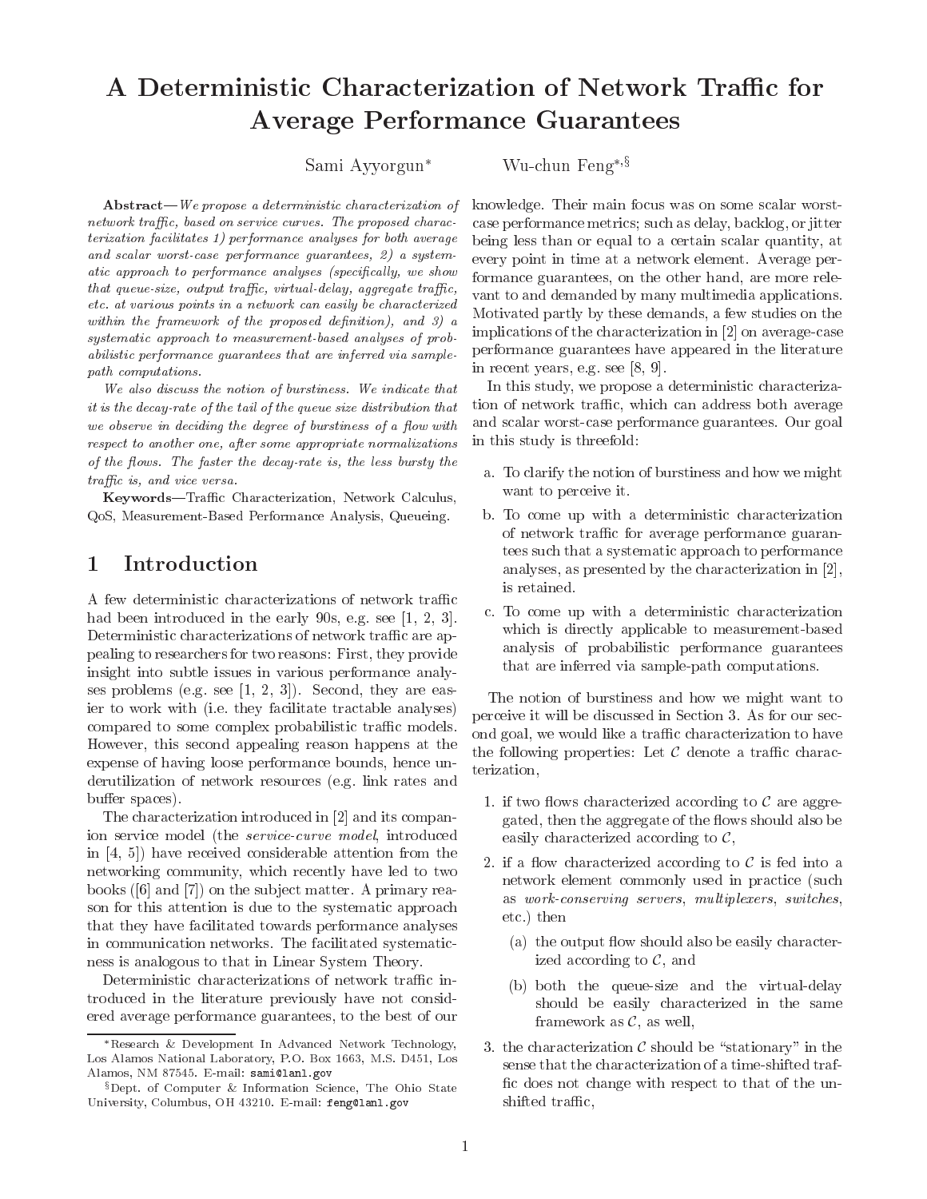# A Deterministic Characterization of Network Traffic for Average Performance Guarantees

Sami Ayyorgun[*] Wu-chun Feng[*,§]

**Abstract**—*We propose a deterministic characterization of network traffic, based on service curves. The proposed characterization facilitates 1) performance analyses for both average and scalar worst-case performance guarantees, 2) a systematic approach to performance analyses (specifically, we show that queue-size, output traffic, virtual-delay, aggregate traffic, etc. at various points in a network can easily be characterized within the framework of the proposed definition), and 3) a systematic approach to measurement-based analyses of probabilistic performance guarantees that are inferred via sample-path computations.*

*We also discuss the notion of burstiness. We indicate that it is the decay-rate of the tail of the queue size distribution that we observe in deciding the degree of burstiness of a flow with respect to another one, after some appropriate normalizations of the flows. The faster the decay-rate is, the less bursty the traffic is, and vice versa.*

**Keywords**—Traffic Characterization, Network Calculus, QoS, Measurement-Based Performance Analysis, Queueing.

## 1 Introduction

A few deterministic characterizations of network traffic had been introduced in the early 90s, e.g. see [1, 2, 3]. Deterministic characterizations of network traffic are appealing to researchers for two reasons: First, they provide insight into subtle issues in various performance analyses problems (e.g. see [1, 2, 3]). Second, they are easier to work with (i.e. they facilitate tractable analyses) compared to some complex probabilistic traffic models. However, this second appealing reason happens at the expense of having loose performance bounds, hence underutilization of network resources (e.g. link rates and buffer spaces).

The characterization introduced in [2] and its companion service model (the *service-curve model*, introduced in [4, 5]) have received considerable attention from the networking community, which recently have led to two books ([6] and [7]) on the subject matter. A primary reason for this attention is due to the systematic approach that they have facilitated towards performance analyses in communication networks. The facilitated systematicness is analogous to that in Linear System Theory.

Deterministic characterizations of network traffic introduced in the literature previously have not considered average performance guarantees, to the best of our knowledge. Their main focus was on some scalar worst-case performance metrics; such as delay, backlog, or jitter being less than or equal to a certain scalar quantity, at every point in time at a network element. Average performance guarantees, on the other hand, are more relevant to and demanded by many multimedia applications. Motivated partly by these demands, a few studies on the implications of the characterization in [2] on average-case performance guarantees have appeared in the literature in recent years, e.g. see [8, 9].

In this study, we propose a deterministic characterization of network traffic, which can address both average and scalar worst-case performance guarantees. Our goal in this study is threefold:

a. To clarify the notion of burstiness and how we might want to perceive it.

b. To come up with a deterministic characterization of network traffic for average performance guarantees such that a systematic approach to performance analyses, as presented by the characterization in [2], is retained.

c. To come up with a deterministic characterization which is directly applicable to measurement-based analysis of probabilistic performance guarantees that are inferred via sample-path computations.

The notion of burstiness and how we might want to perceive it will be discussed in Section 3. As for our second goal, we would like a traffic characterization to have the following properties: Let $\mathcal{C}$ denote a traffic characterization,

1. if two flows characterized according to $\mathcal{C}$ are aggregated, then the aggregate of the flows should also be easily characterized according to $\mathcal{C}$,
2. if a flow characterized according to $\mathcal{C}$ is fed into a network element commonly used in practice (such as *work-conserving servers*, *multiplexers*, *switches*, etc.) then
   (a) the output flow should also be easily characterized according to $\mathcal{C}$, and
   (b) both the queue-size and the virtual-delay should be easily characterized in the same framework as $\mathcal{C}$, as well,
3. the characterization $\mathcal{C}$ should be "stationary" in the sense that the characterization of a time-shifted traffic does not change with respect to that of the unshifted traffic,

[*] Research & Development In Advanced Network Technology, Los Alamos National Laboratory, P.O. Box 1663, M.S. D451, Los Alamos, NM 87545. E-mail: `sami@lanl.gov`

[§] Dept. of Computer & Information Science, The Ohio State University, Columbus, OH 43210. E-mail: `feng@lanl.gov`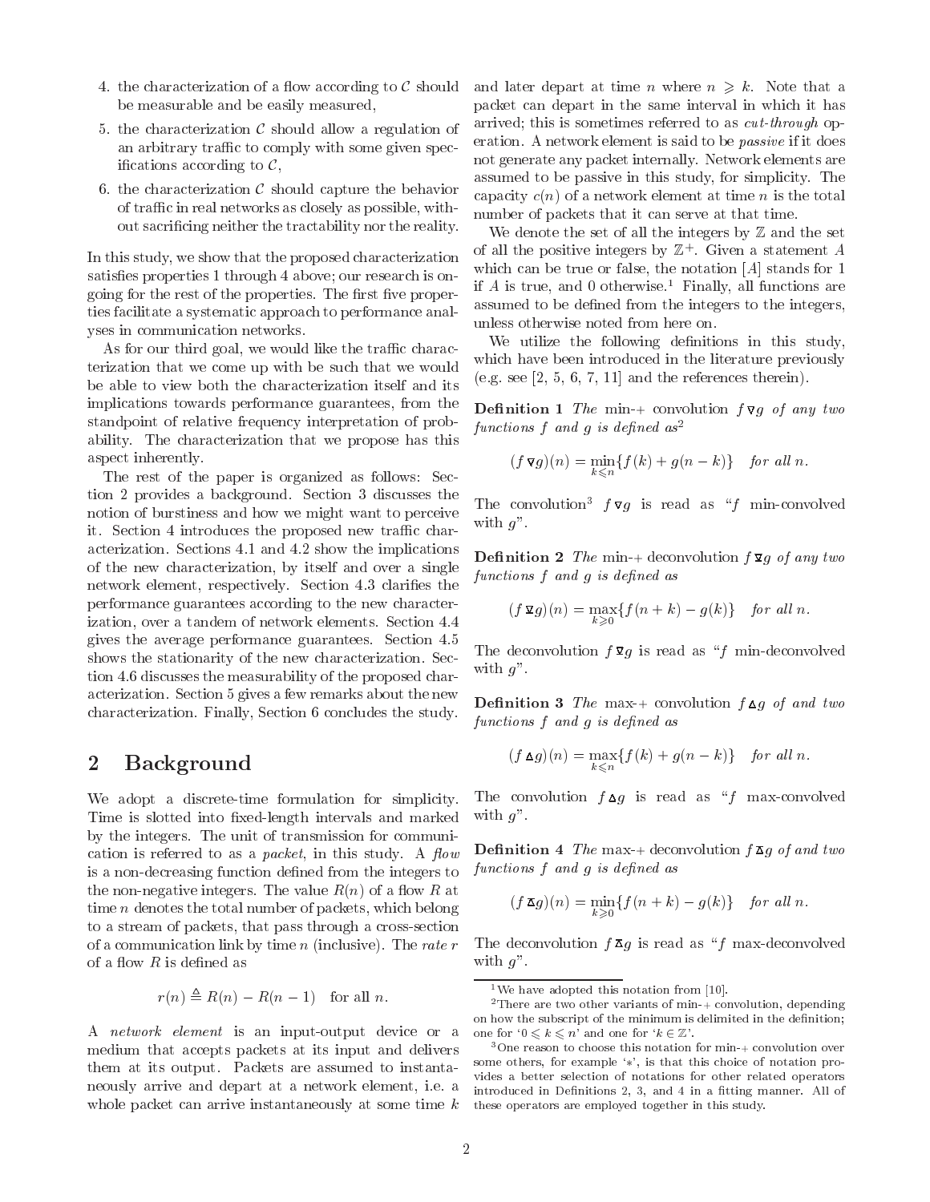4. the characterization of a flow according to $\mathcal{C}$ should be measurable and be easily measured,
5. the characterization $\mathcal{C}$ should allow a regulation of an arbitrary traffic to comply with some given specifications according to $\mathcal{C}$,
6. the characterization $\mathcal{C}$ should capture the behavior of traffic in real networks as closely as possible, without sacrificing neither the tractability nor the reality.

In this study, we show that the proposed characterization satisfies properties 1 through 4 above; our research is ongoing for the rest of the properties. The first five properties facilitate a systematic approach to performance analyses in communication networks.

As for our third goal, we would like the traffic characterization that we come up with be such that we would be able to view both the characterization itself and its implications towards performance guarantees, from the standpoint of relative frequency interpretation of probability. The characterization that we propose has this aspect inherently.

The rest of the paper is organized as follows: Section 2 provides a background. Section 3 discusses the notion of burstiness and how we might want to perceive it. Section 4 introduces the proposed new traffic characterization. Sections 4.1 and 4.2 show the implications of the new characterization, by itself and over a single network element, respectively. Section 4.3 clarifies the performance guarantees according to the new characterization, over a tandem of network elements. Section 4.4 gives the average performance guarantees. Section 4.5 shows the stationarity of the new characterization. Section 4.6 discusses the measurability of the proposed characterization. Section 5 gives a few remarks about the new characterization. Finally, Section 6 concludes the study.

## 2 Background

We adopt a discrete-time formulation for simplicity. Time is slotted into fixed-length intervals and marked by the integers. The unit of transmission for communication is referred to as a *packet*, in this study. A *flow* is a non-decreasing function defined from the integers to the non-negative integers. The value $R(n)$ of a flow $R$ at time $n$ denotes the total number of packets, which belong to a stream of packets, that pass through a cross-section of a communication link by time $n$ (inclusive). The *rate* $r$ of a flow $R$ is defined as

$$r(n) \triangleq R(n) - R(n-1) \quad \text{for all } n.$$

A *network element* is an input-output device or a medium that accepts packets at its input and delivers them at its output. Packets are assumed to instantaneously arrive and depart at a network element, i.e. a whole packet can arrive instantaneously at some time $k$ and later depart at time $n$ where $n \geqslant k$. Note that a packet can depart in the same interval in which it has arrived; this is sometimes referred to as *cut-through* operation. A network element is said to be *passive* if it does not generate any packet internally. Network elements are assumed to be passive in this study, for simplicity. The capacity $c(n)$ of a network element at time $n$ is the total number of packets that it can serve at that time.

We denote the set of all the integers by $\mathbb{Z}$ and the set of all the positive integers by $\mathbb{Z}^+$. Given a statement $A$ which can be true or false, the notation $[A]$ stands for 1 if $A$ is true, and 0 otherwise.[1] Finally, all functions are assumed to be defined from the integers to the integers, unless otherwise noted from here on.

We utilize the following definitions in this study, which have been introduced in the literature previously (e.g. see [2, 5, 6, 7, 11] and the references therein).

**Definition 1** *The* min-+ convolution $f \,\underline{\nabla}\, g$ *of any two functions $f$ and $g$ is defined as*[2]

$$(f \,\underline{\nabla}\, g)(n) = \min_{k \leqslant n}\{f(k) + g(n-k)\} \quad \text{for all } n.$$

The convolution[3] $f \,\underline{\nabla}\, g$ is read as "$f$ min-convolved with $g$".

**Definition 2** *The* min-+ deconvolution $f \,\overline{\underline{\nabla}}\, g$ *of any two functions $f$ and $g$ is defined as*

$$(f \,\overline{\underline{\nabla}}\, g)(n) = \max_{k \geqslant 0}\{f(n+k) - g(k)\} \quad \text{for all } n.$$

The deconvolution $f \,\overline{\underline{\nabla}}\, g$ is read as "$f$ min-deconvolved with $g$".

**Definition 3** *The* max-+ convolution $f \,\underline{\Delta}\, g$ *of and two functions $f$ and $g$ is defined as*

$$(f \,\underline{\Delta}\, g)(n) = \max_{k \leqslant n}\{f(k) + g(n-k)\} \quad \text{for all } n.$$

The convolution $f \,\underline{\Delta}\, g$ is read as "$f$ max-convolved with $g$".

**Definition 4** *The* max-+ deconvolution $f \,\overline{\underline{\Delta}}\, g$ *of and two functions $f$ and $g$ is defined as*

$$(f \,\overline{\underline{\Delta}}\, g)(n) = \min_{k \geqslant 0}\{f(n+k) - g(k)\} \quad \text{for all } n.$$

The deconvolution $f \,\overline{\underline{\Delta}}\, g$ is read as "$f$ max-deconvolved with $g$".

---

[1] We have adopted this notation from [10].

[2] There are two other variants of min-+ convolution, depending on how the subscript of the minimum is delimited in the definition; one for '$0 \leqslant k \leqslant n$' and one for '$k \in \mathbb{Z}$'.

[3] One reason to choose this notation for min-+ convolution over some others, for example '$*$', is that this choice of notation provides a better selection of notations for other related operators introduced in Definitions 2, 3, and 4 in a fitting manner. All of these operators are employed together in this study.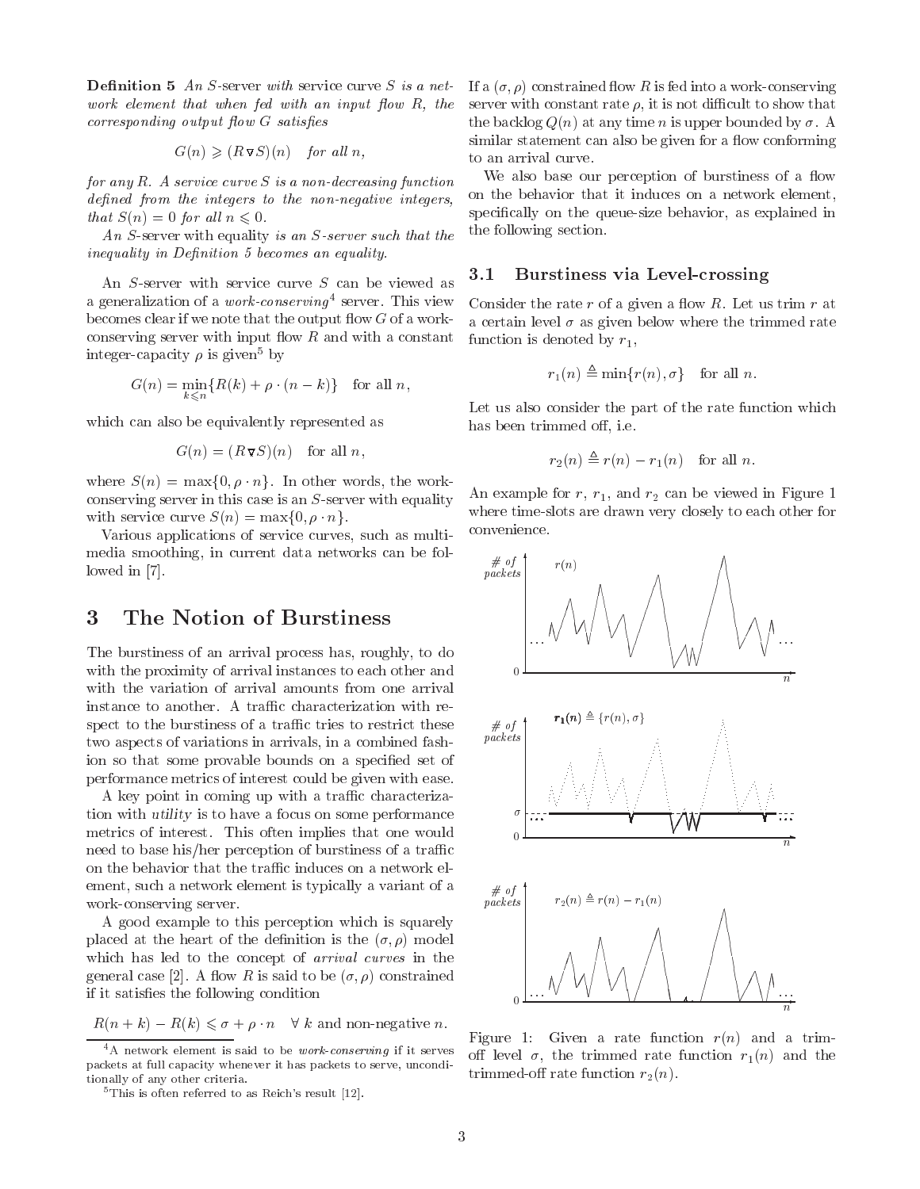**Definition 5** *An S-server with service curve $S$ is a network element that when fed with an input flow $R$, the corresponding output flow $G$ satisfies*

$$G(n) \geqslant (R \triangledown S)(n) \quad \text{for all } n,$$

*for any $R$. A service curve $S$ is a non-decreasing function defined from the integers to the non-negative integers, that $S(n) = 0$ for all $n \leqslant 0$.*

*An S-server with equality is an S-server such that the inequality in Definition 5 becomes an equality.*

An $S$-server with service curve $S$ can be viewed as a generalization of a *work-conserving*[4] server. This view becomes clear if we note that the output flow $G$ of a work-conserving server with input flow $R$ and with a constant integer-capacity $\rho$ is given[5] by

$$G(n) = \min_{k \leqslant n}\{R(k) + \rho \cdot (n-k)\} \quad \text{for all } n,$$

which can also be equivalently represented as

$$G(n) = (R \triangledown S)(n) \quad \text{for all } n,$$

where $S(n) = \max\{0, \rho \cdot n\}$. In other words, the work-conserving server in this case is an $S$-server with equality with service curve $S(n) = \max\{0, \rho \cdot n\}$.

Various applications of service curves, such as multimedia smoothing, in current data networks can be followed in [7].

# 3 The Notion of Burstiness

The burstiness of an arrival process has, roughly, to do with the proximity of arrival instances to each other and with the variation of arrival amounts from one arrival instance to another. A traffic characterization with respect to the burstiness of a traffic tries to restrict these two aspects of variations in arrivals, in a combined fashion so that some provable bounds on a specified set of performance metrics of interest could be given with ease.

A key point in coming up with a traffic characterization with *utility* is to have a focus on some performance metrics of interest. This often implies that one would need to base his/her perception of burstiness of a traffic on the behavior that the traffic induces on a network element, such a network element is typically a variant of a work-conserving server.

A good example to this perception which is squarely placed at the heart of the definition is the $(\sigma, \rho)$ model which has led to the concept of *arrival curves* in the general case [2]. A flow $R$ is said to be $(\sigma, \rho)$ constrained if it satisfies the following condition

$$R(n+k) - R(k) \leqslant \sigma + \rho \cdot n \quad \forall\, k \text{ and non-negative } n.$$

[4] A network element is said to be *work-conserving* if it serves packets at full capacity whenever it has packets to serve, unconditionally of any other criteria.

[5] This is often referred to as Reich's result [12].

If a $(\sigma, \rho)$ constrained flow $R$ is fed into a work-conserving server with constant rate $\rho$, it is not difficult to show that the backlog $Q(n)$ at any time $n$ is upper bounded by $\sigma$. A similar statement can also be given for a flow conforming to an arrival curve.

We also base our perception of burstiness of a flow on the behavior that it induces on a network element, specifically on the queue-size behavior, as explained in the following section.

## 3.1 Burstiness via Level-crossing

Consider the rate $r$ of a given a flow $R$. Let us trim $r$ at a certain level $\sigma$ as given below where the trimmed rate function is denoted by $r_1$,

$$r_1(n) \triangleq \min\{r(n), \sigma\} \quad \text{for all } n.$$

Let us also consider the part of the rate function which has been trimmed off, i.e.

$$r_2(n) \triangleq r(n) - r_1(n) \quad \text{for all } n.$$

An example for $r$, $r_1$, and $r_2$ can be viewed in Figure 1 where time-slots are drawn very closely to each other for convenience.

Figure 1: Given a rate function $r(n)$ and a trim-off level $\sigma$, the trimmed rate function $r_1(n)$ and the trimmed-off rate function $r_2(n)$.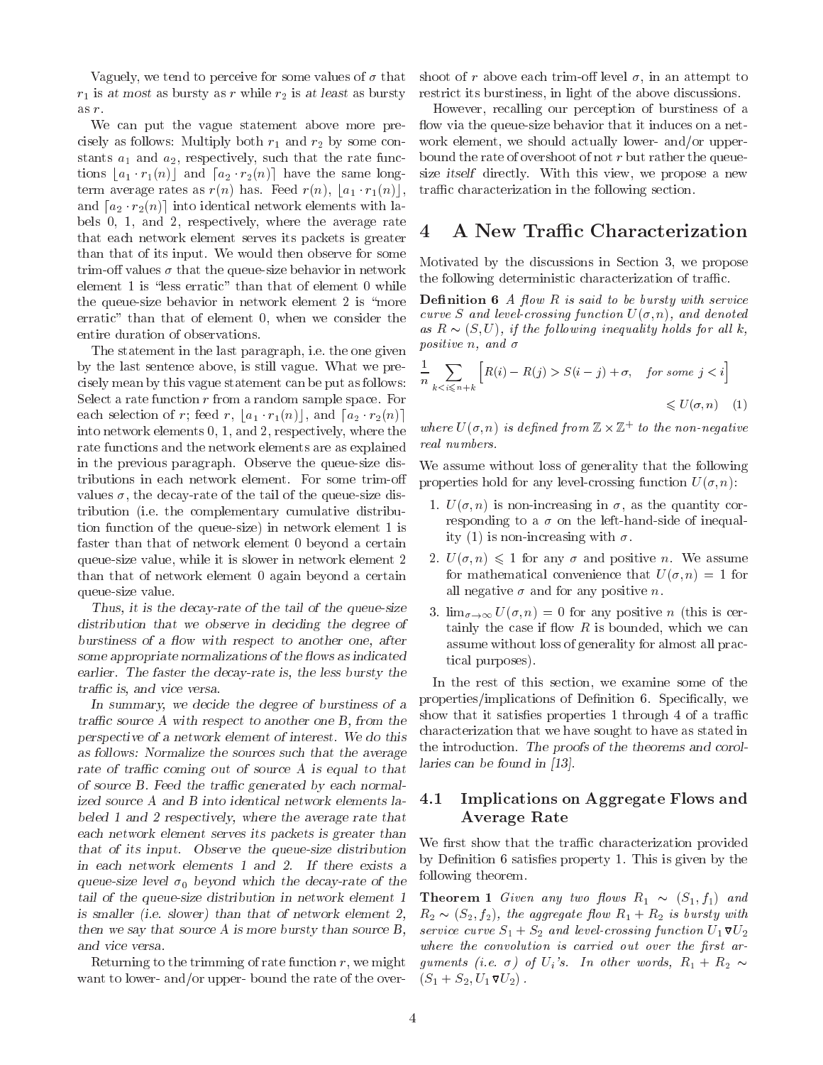Vaguely, we tend to perceive for some values of $\sigma$ that $r_1$ is *at most* as bursty as $r$ while $r_2$ is *at least* as bursty as $r$.

We can put the vague statement above more precisely as follows: Multiply both $r_1$ and $r_2$ by some constants $a_1$ and $a_2$, respectively, such that the rate functions $\lfloor a_1 \cdot r_1(n) \rfloor$ and $\lceil a_2 \cdot r_2(n) \rceil$ have the same long-term average rates as $r(n)$ has. Feed $r(n)$, $\lfloor a_1 \cdot r_1(n) \rfloor$, and $\lceil a_2 \cdot r_2(n) \rceil$ into identical network elements with labels 0, 1, and 2, respectively, where the average rate that each network element serves its packets is greater than that of its input. We would then observe for some trim-off values $\sigma$ that the queue-size behavior in network element 1 is "less erratic" than that of element 0 while the queue-size behavior in network element 2 is "more erratic" than that of element 0, when we consider the entire duration of observations.

The statement in the last paragraph, i.e. the one given by the last sentence above, is still vague. What we precisely mean by this vague statement can be put as follows: Select a rate function $r$ from a random sample space. For each selection of $r$; feed $r$, $\lfloor a_1 \cdot r_1(n) \rfloor$, and $\lceil a_2 \cdot r_2(n) \rceil$ into network elements 0, 1, and 2, respectively, where the rate functions and the network elements are as explained in the previous paragraph. Observe the queue-size distributions in each network element. For some trim-off values $\sigma$, the decay-rate of the tail of the queue-size distribution (i.e. the complementary cumulative distribution function of the queue-size) in network element 1 is faster than that of network element 0 beyond a certain queue-size value, while it is slower in network element 2 than that of network element 0 again beyond a certain queue-size value.

*Thus, it is the decay-rate of the tail of the queue-size distribution that we observe in deciding the degree of burstiness of a flow with respect to another one, after some appropriate normalizations of the flows as indicated earlier. The faster the decay-rate is, the less bursty the traffic is, and vice versa.*

*In summary, we decide the degree of burstiness of a traffic source A with respect to another one B, from the perspective of a network element of interest. We do this as follows: Normalize the sources such that the average rate of traffic coming out of source A is equal to that of source B. Feed the traffic generated by each normalized source A and B into identical network elements labeled 1 and 2 respectively, where the average rate that each network element serves its packets is greater than that of its input. Observe the queue-size distribution in each network elements 1 and 2. If there exists a queue-size level $\sigma_0$ beyond which the decay-rate of the tail of the queue-size distribution in network element 1 is smaller (i.e. slower) than that of network element 2, then we say that source A is more bursty than source B, and vice versa.*

Returning to the trimming of rate function $r$, we might want to lower- and/or upper- bound the rate of the overshoot of $r$ above each trim-off level $\sigma$, in an attempt to restrict its burstiness, in light of the above discussions.

However, recalling our perception of burstiness of a flow via the queue-size behavior that it induces on a network element, we should actually lower- and/or upper-bound the rate of overshoot of not $r$ but rather the queue-size *itself* directly. With this view, we propose a new traffic characterization in the following section.

# 4 A New Traffic Characterization

Motivated by the discussions in Section 3, we propose the following deterministic characterization of traffic.

**Definition 6** *A flow $R$ is said to be bursty with service curve $S$ and level-crossing function $U(\sigma, n)$, and denoted as $R \sim (S, U)$, if the following inequality holds for all $k$, positive $n$, and $\sigma$*

$$\frac{1}{n} \sum_{k < i \leqslant n+k} \Big[ R(i) - R(j) > S(i-j) + \sigma, \quad \text{for some } j < i \Big] \leqslant U(\sigma, n) \quad (1)$$

*where $U(\sigma, n)$ is defined from $\mathbb{Z} \times \mathbb{Z}^+$ to the non-negative real numbers.*

We assume without loss of generality that the following properties hold for any level-crossing function $U(\sigma, n)$:

1. $U(\sigma, n)$ is non-increasing in $\sigma$, as the quantity corresponding to a $\sigma$ on the left-hand-side of inequality (1) is non-increasing with $\sigma$.
2. $U(\sigma, n) \leqslant 1$ for any $\sigma$ and positive $n$. We assume for mathematical convenience that $U(\sigma, n) = 1$ for all negative $\sigma$ and for any positive $n$.
3. $\lim_{\sigma \to \infty} U(\sigma, n) = 0$ for any positive $n$ (this is certainly the case if flow $R$ is bounded, which we can assume without loss of generality for almost all practical purposes).

In the rest of this section, we examine some of the properties/implications of Definition 6. Specifically, we show that it satisfies properties 1 through 4 of a traffic characterization that we have sought to have as stated in the introduction. *The proofs of the theorems and corollaries can be found in [13].*

## 4.1 Implications on Aggregate Flows and Average Rate

We first show that the traffic characterization provided by Definition 6 satisfies property 1. This is given by the following theorem.

**Theorem 1** *Given any two flows $R_1 \sim (S_1, f_1)$ and $R_2 \sim (S_2, f_2)$, the aggregate flow $R_1 + R_2$ is bursty with service curve $S_1 + S_2$ and level-crossing function $U_1 \triangledown U_2$ where the convolution is carried out over the first arguments (i.e. $\sigma$) of $U_i$'s. In other words, $R_1 + R_2 \sim (S_1 + S_2, U_1 \triangledown U_2)$.*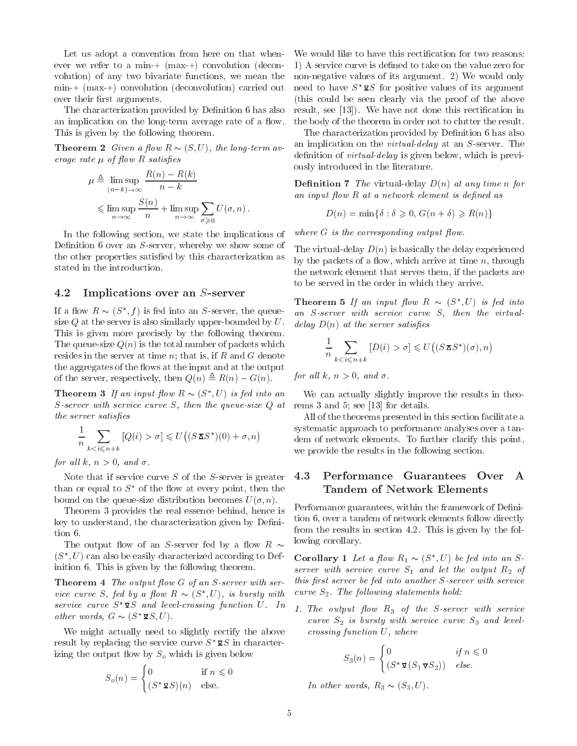Let us adopt a convention from here on that whenever we refer to a min-+ (max-+) convolution (deconvolution) of any two bivariate functions, we mean the min-+ (max-+) convolution (deconvolution) carried out over their first arguments.

The characterization provided by Definition 6 has also an implication on the long-term average rate of a flow. This is given by the following theorem.

**Theorem 2** *Given a flow $R \sim (S, U)$, the long-term average rate $\mu$ of flow $R$ satisfies*

$$\mu \triangleq \limsup_{(n-k)\to\infty} \frac{R(n) - R(k)}{n-k} \leqslant \limsup_{n\to\infty} \frac{S(n)}{n} + \limsup_{n\to\infty} \sum_{\sigma \geqslant 0} U(\sigma, n).$$

In the following section, we state the implications of Definition 6 over an $S$-server, whereby we show some of the other properties satisfied by this characterization as stated in the introduction.

## 4.2 Implications over an $S$-server

If a flow $R \sim (S^*, f)$ is fed into an $S$-server, the queue-size $Q$ at the server is also similarly upper-bounded by $U$. This is given more precisely by the following theorem. The queue-size $Q(n)$ is the total number of packets which resides in the server at time $n$; that is, if $R$ and $G$ denote the aggregates of the flows at the input and at the output of the server, respectively, then $Q(n) \triangleq R(n) - G(n)$.

**Theorem 3** *If an input flow $R \sim (S^*, U)$ is fed into an $S$-server with service curve $S$, then the queue-size $Q$ at the server satisfies*

$$\frac{1}{n} \sum_{k < i \leqslant n+k} [Q(i) > \sigma] \leqslant U\big((S \,\bar{\Delta}\, S^*)(0) + \sigma, n\big)$$

*for all $k$, $n > 0$, and $\sigma$.*

Note that if service curve $S$ of the $S$-server is greater than or equal to $S^*$ of the flow at every point, then the bound on the queue-size distribution becomes $U(\sigma, n)$.

Theorem 3 provides the real essence behind, hence is key to understand, the characterization given by Definition 6.

The output flow of an $S$-server fed by a flow $R \sim (S^*, U)$ can also be easily characterized according to Definition 6. This is given by the following theorem.

**Theorem 4** *The output flow $G$ of an $S$-server with service curve $S$, fed by a flow $R \sim (S^*, U)$, is bursty with service curve $S^* \,\bar{\nabla}\, S$ and level-crossing function $U$. In other words, $G \sim (S^* \,\bar{\nabla}\, S, U)$.*

We might actually need to slightly rectify the above result by replacing the service curve $S^* \,\bar{\nabla}\, S$ in characterizing the output flow by $S_o$ which is given below

$$S_o(n) = \begin{cases} 0 & \text{if } n \leqslant 0 \\ (S^* \,\bar{\nabla}\, S)(n) & \text{else.} \end{cases}$$

We would like to have this rectification for two reasons: 1) A service curve is defined to take on the value zero for non-negative values of its argument. 2) We would only need to have $S^* \,\bar{\nabla}\, S$ for positive values of its argument (this could be seen clearly via the proof of the above result, see [13]). We have not done this rectification in the body of the theorem in order not to clutter the result.

The characterization provided by Definition 6 has also an implication on the *virtual-delay* at an $S$-server. The definition of *virtual-delay* is given below, which is previously introduced in the literature.

**Definition 7** *The* virtual-delay *$D(n)$ at any time $n$ for an input flow $R$ at a network element is defined as*

$$D(n) = \min\{\delta : \delta \geqslant 0,\, G(n+\delta) \geqslant R(n)\}$$

*where $G$ is the corresponding output flow.*

The virtual-delay $D(n)$ is basically the delay experienced by the packets of a flow, which arrive at time $n$, through the network element that serves them, if the packets are to be served in the order in which they arrive.

**Theorem 5** *If an input flow $R \sim (S^*, U)$ is fed into an $S$-server with service curve $S$, then the virtual-delay $D(n)$ at the server satisfies*

$$\frac{1}{n} \sum_{k < i \leqslant n+k} [D(i) > \sigma] \leqslant U\big((S \,\bar{\Delta}\, S^*)(\sigma), n\big)$$

*for all $k$, $n > 0$, and $\sigma$.*

We can actually slightly improve the results in theorems 3 and 5; see [13] for details.

All of the theorems presented in this section facilitate a systematic approach to performance analyses over a tandem of network elements. To further clarify this point, we provide the results in the following section.

## 4.3 Performance Guarantees Over A Tandem of Network Elements

Performance guarantees, within the framework of Definition 6, over a tandem of network elements follow directly from the results in section 4.2. This is given by the following corollary.

**Corollary 1** *Let a flow $R_1 \sim (S^*, U)$ be fed into an $S$-server with service curve $S_1$ and let the output $R_2$ of this first server be fed into another $S$-server with service curve $S_2$. The following statements hold:*

1. *The output flow $R_3$ of the $S$-server with service curve $S_2$ is bursty with service curve $S_3$ and level-crossing function $U$, where*

   $$S_3(n) = \begin{cases} 0 & \text{if } n \leqslant 0 \\ (S^* \,\bar{\nabla}\, (S_1 \,\nabla\, S_2)) & \text{else.} \end{cases}$$

   *In other words, $R_3 \sim (S_3, U)$.*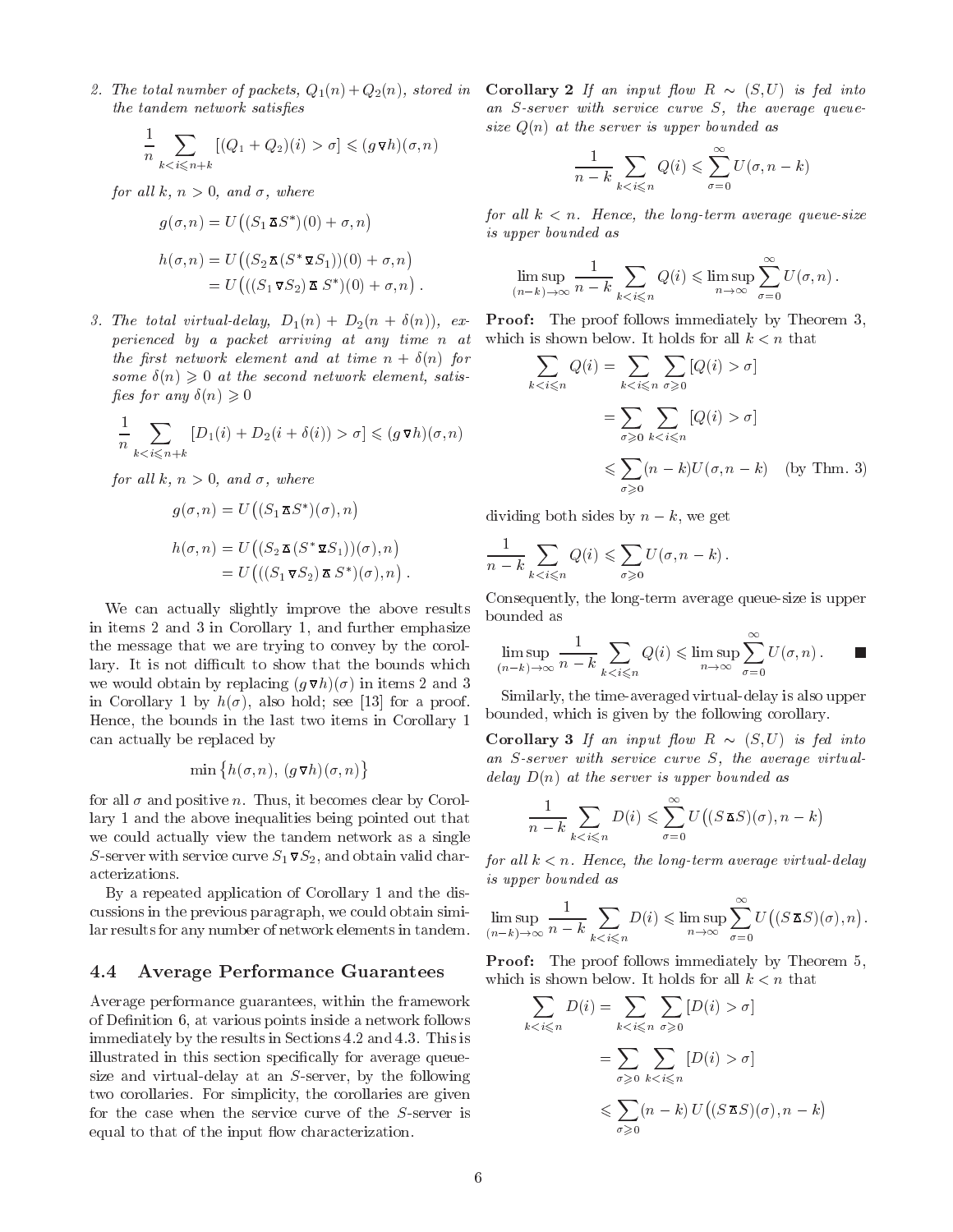2. *The total number of packets, $Q_1(n)+Q_2(n)$, stored in the tandem network satisfies*

$$\frac{1}{n}\sum_{k<i\leqslant n+k}[(Q_1+Q_2)(i)>\sigma]\leqslant(g\,\overline{\nabla}\,h)(\sigma,n)$$

*for all $k$, $n>0$, and $\sigma$, where*

$$g(\sigma,n)=U\big((S_1\,\overline{\Delta}\,S^*)(0)+\sigma,n\big)$$

$$\begin{aligned}h(\sigma,n)&=U\big((S_2\,\overline{\Delta}\,(S^*\,\underline{\nabla}\,S_1))(0)+\sigma,n\big)\\&=U\big(((S_1\,\overline{\nabla}\,S_2)\,\overline{\Delta}\,S^*)(0)+\sigma,n\big)\,.\end{aligned}$$

3. *The total virtual-delay, $D_1(n)+D_2(n+\delta(n))$, experienced by a packet arriving at any time $n$ at the first network element and at time $n+\delta(n)$ for some $\delta(n)\geqslant 0$ at the second network element, satisfies for any $\delta(n)\geqslant 0$*

$$\frac{1}{n}\sum_{k<i\leqslant n+k}[D_1(i)+D_2(i+\delta(i))>\sigma]\leqslant(g\,\overline{\nabla}\,h)(\sigma,n)$$

*for all $k$, $n>0$, and $\sigma$, where*

$$g(\sigma,n)=U\big((S_1\,\overline{\Delta}\,S^*)(\sigma),n\big)$$

$$\begin{aligned}h(\sigma,n)&=U\big((S_2\,\overline{\Delta}\,(S^*\,\underline{\nabla}\,S_1))(\sigma),n\big)\\&=U\big(((S_1\,\overline{\nabla}\,S_2)\,\overline{\Delta}\,S^*)(\sigma),n\big)\,.\end{aligned}$$

We can actually slightly improve the above results in items 2 and 3 in Corollary 1, and further emphasize the message that we are trying to convey by the corollary. It is not difficult to show that the bounds which we would obtain by replacing $(g\,\overline{\nabla}\,h)(\sigma)$ in items 2 and 3 in Corollary 1 by $h(\sigma)$, also hold; see [13] for a proof. Hence, the bounds in the last two items in Corollary 1 can actually be replaced by

$$\min\big\{h(\sigma,n),\,(g\,\overline{\nabla}\,h)(\sigma,n)\big\}$$

for all $\sigma$ and positive $n$. Thus, it becomes clear by Corollary 1 and the above inequalities being pointed out that we could actually view the tandem network as a single $S$-server with service curve $S_1\,\overline{\nabla}\,S_2$, and obtain valid characterizations.

By a repeated application of Corollary 1 and the discussions in the previous paragraph, we could obtain similar results for any number of network elements in tandem.

## 4.4 Average Performance Guarantees

Average performance guarantees, within the framework of Definition 6, at various points inside a network follows immediately by the results in Sections 4.2 and 4.3. This is illustrated in this section specifically for average queue-size and virtual-delay at an $S$-server, by the following two corollaries. For simplicity, the corollaries are given for the case when the service curve of the $S$-server is equal to that of the input flow characterization.

**Corollary 2** *If an input flow $R\sim(S,U)$ is fed into an $S$-server with service curve $S$, the average queue-size $Q(n)$ at the server is upper bounded as*

$$\frac{1}{n-k}\sum_{k<i\leqslant n}Q(i)\leqslant\sum_{\sigma=0}^{\infty}U(\sigma,n-k)$$

*for all $k<n$. Hence, the long-term average queue-size is upper bounded as*

$$\limsup_{(n-k)\to\infty}\frac{1}{n-k}\sum_{k<i\leqslant n}Q(i)\leqslant\limsup_{n\to\infty}\sum_{\sigma=0}^{\infty}U(\sigma,n)\,.$$

**Proof:** The proof follows immediately by Theorem 3, which is shown below. It holds for all $k<n$ that

$$\begin{aligned}\sum_{k<i\leqslant n}Q(i)&=\sum_{k<i\leqslant n}\sum_{\sigma\geqslant 0}[Q(i)>\sigma]\\&=\sum_{\sigma\geqslant 0}\sum_{k<i\leqslant n}[Q(i)>\sigma]\\&\leqslant\sum_{\sigma\geqslant 0}(n-k)U(\sigma,n-k)\quad\text{(by Thm. 3)}\end{aligned}$$

dividing both sides by $n-k$, we get

$$\frac{1}{n-k}\sum_{k<i\leqslant n}Q(i)\leqslant\sum_{\sigma\geqslant 0}U(\sigma,n-k)\,.$$

Consequently, the long-term average queue-size is upper bounded as

$$\limsup_{(n-k)\to\infty}\frac{1}{n-k}\sum_{k<i\leqslant n}Q(i)\leqslant\limsup_{n\to\infty}\sum_{\sigma=0}^{\infty}U(\sigma,n)\,.\qquad\blacksquare$$

Similarly, the time-averaged virtual-delay is also upper bounded, which is given by the following corollary.

**Corollary 3** *If an input flow $R\sim(S,U)$ is fed into an $S$-server with service curve $S$, the average virtual-delay $D(n)$ at the server is upper bounded as*

$$\frac{1}{n-k}\sum_{k<i\leqslant n}D(i)\leqslant\sum_{\sigma=0}^{\infty}U\big((S\,\overline{\Delta}\,S)(\sigma),n-k\big)$$

*for all $k<n$. Hence, the long-term average virtual-delay is upper bounded as*

$$\limsup_{(n-k)\to\infty}\frac{1}{n-k}\sum_{k<i\leqslant n}D(i)\leqslant\limsup_{n\to\infty}\sum_{\sigma=0}^{\infty}U\big((S\,\overline{\Delta}\,S)(\sigma),n\big).$$

**Proof:** The proof follows immediately by Theorem 5, which is shown below. It holds for all $k<n$ that

$$\begin{aligned}\sum_{k<i\leqslant n}D(i)&=\sum_{k<i\leqslant n}\sum_{\sigma\geqslant 0}[D(i)>\sigma]\\&=\sum_{\sigma\geqslant 0}\sum_{k<i\leqslant n}[D(i)>\sigma]\\&\leqslant\sum_{\sigma\geqslant 0}(n-k)\,U\big((S\,\overline{\Delta}\,S)(\sigma),n-k\big)\end{aligned}$$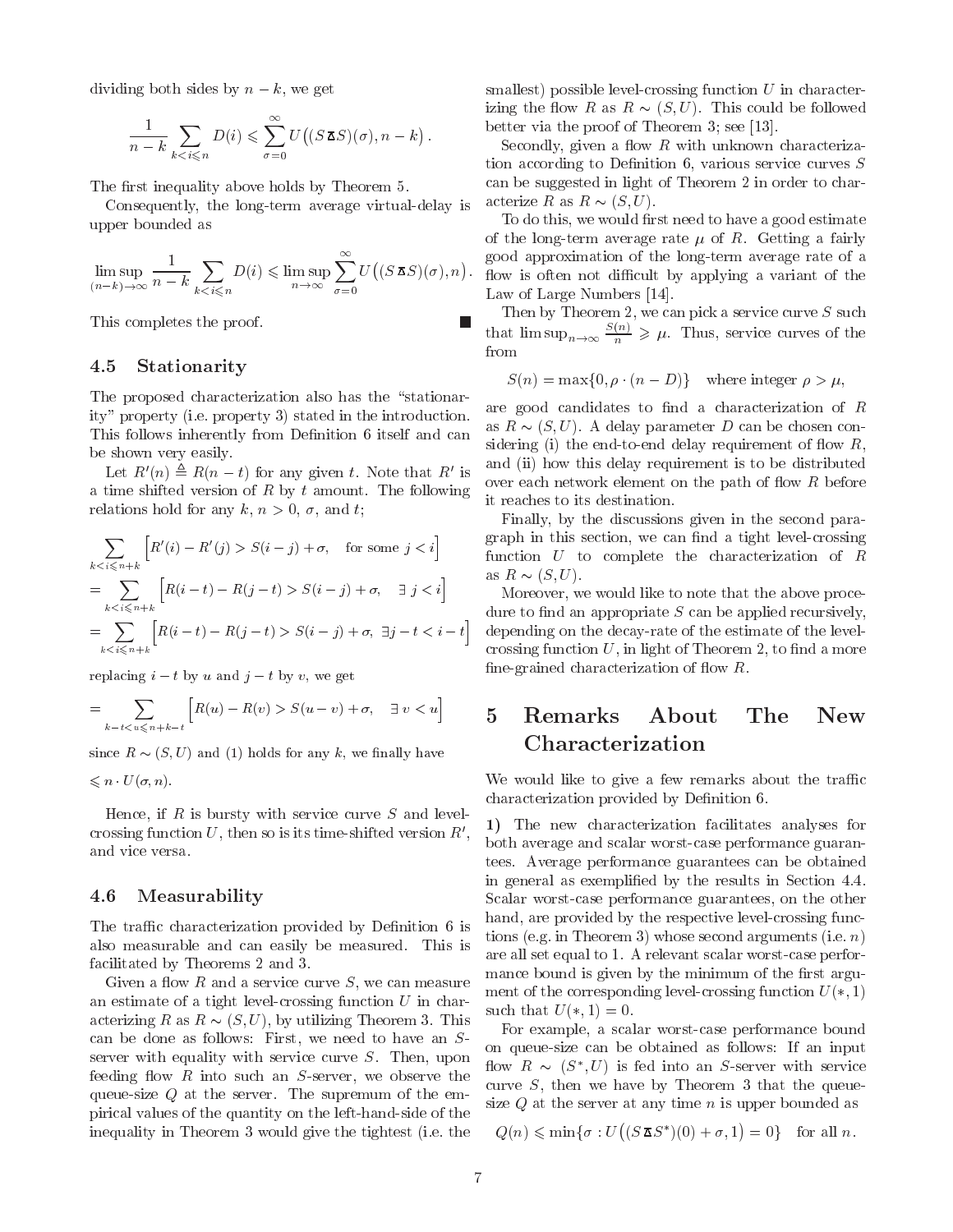dividing both sides by $n-k$, we get

$$\frac{1}{n-k} \sum_{k<i \leqslant n} D(i) \leqslant \sum_{\sigma=0}^{\infty} U\big((S \bar{\ast} S)(\sigma), n-k\big) .$$

The first inequality above holds by Theorem 5.

Consequently, the long-term average virtual-delay is upper bounded as

$$\limsup_{(n-k)\to\infty} \frac{1}{n-k} \sum_{k<i \leqslant n} D(i) \leqslant \limsup_{n\to\infty} \sum_{\sigma=0}^{\infty} U\big((S \bar{\ast} S)(\sigma), n\big) .$$

This completes the proof. ■

### 4.5 Stationarity

The proposed characterization also has the "stationarity" property (i.e. property 3) stated in the introduction. This follows inherently from Definition 6 itself and can be shown very easily.

Let $R'(n) \triangleq R(n-t)$ for any given $t$. Note that $R'$ is a time shifted version of $R$ by $t$ amount. The following relations hold for any $k$, $n>0$, $\sigma$, and $t$;

$$\sum_{k<i \leqslant n+k} \Big[R'(i) - R'(j) > S(i-j) + \sigma, \quad \text{for some } j<i\Big]$$

$$= \sum_{k<i \leqslant n+k} \Big[R(i-t) - R(j-t) > S(i-j) + \sigma, \quad \exists\, j<i\Big]$$

$$= \sum_{k<i \leqslant n+k} \Big[R(i-t) - R(j-t) > S(i-j) + \sigma, \ \exists j-t < i-t\Big]$$

replacing $i-t$ by $u$ and $j-t$ by $v$, we get

$$= \sum_{k-t<u \leqslant n+k-t} \Big[R(u) - R(v) > S(u-v) + \sigma, \quad \exists\, v<u\Big]$$

since $R \sim (S,U)$ and (1) holds for any $k$, we finally have

$$\leqslant n \cdot U(\sigma, n).$$

Hence, if $R$ is bursty with service curve $S$ and level-crossing function $U$, then so is its time-shifted version $R'$, and vice versa.

### 4.6 Measurability

The traffic characterization provided by Definition 6 is also measurable and can easily be measured. This is facilitated by Theorems 2 and 3.

Given a flow $R$ and a service curve $S$, we can measure an estimate of a tight level-crossing function $U$ in characterizing $R$ as $R \sim (S,U)$, by utilizing Theorem 3. This can be done as follows: First, we need to have an $S$-server with equality with service curve $S$. Then, upon feeding flow $R$ into such an $S$-server, we observe the queue-size $Q$ at the server. The supremum of the empirical values of the quantity on the left-hand-side of the inequality in Theorem 3 would give the tightest (i.e. the smallest) possible level-crossing function $U$ in characterizing the flow $R$ as $R \sim (S,U)$. This could be followed better via the proof of Theorem 3; see [13].

Secondly, given a flow $R$ with unknown characterization according to Definition 6, various service curves $S$ can be suggested in light of Theorem 2 in order to characterize $R$ as $R \sim (S,U)$.

To do this, we would first need to have a good estimate of the long-term average rate $\mu$ of $R$. Getting a fairly good approximation of the long-term average rate of a flow is often not difficult by applying a variant of the Law of Large Numbers [14].

Then by Theorem 2, we can pick a service curve $S$ such that $\limsup_{n\to\infty} \frac{S(n)}{n} \geqslant \mu$. Thus, service curves of the from

$$S(n) = \max\{0, \rho \cdot (n-D)\} \quad \text{where integer } \rho > \mu,$$

are good candidates to find a characterization of $R$ as $R \sim (S,U)$. A delay parameter $D$ can be chosen considering (i) the end-to-end delay requirement of flow $R$, and (ii) how this delay requirement is to be distributed over each network element on the path of flow $R$ before it reaches to its destination.

Finally, by the discussions given in the second paragraph in this section, we can find a tight level-crossing function $U$ to complete the characterization of $R$ as $R \sim (S,U)$.

Moreover, we would like to note that the above procedure to find an appropriate $S$ can be applied recursively, depending on the decay-rate of the estimate of the level-crossing function $U$, in light of Theorem 2, to find a more fine-grained characterization of flow $R$.

## 5 Remarks About The New Characterization

We would like to give a few remarks about the traffic characterization provided by Definition 6.

**1)** The new characterization facilitates analyses for both average and scalar worst-case performance guarantees. Average performance guarantees can be obtained in general as exemplified by the results in Section 4.4. Scalar worst-case performance guarantees, on the other hand, are provided by the respective level-crossing functions (e.g. in Theorem 3) whose second arguments (i.e. $n$) are all set equal to 1. A relevant scalar worst-case performance bound is given by the minimum of the first argument of the corresponding level-crossing function $U(*,1)$ such that $U(*,1)=0$.

For example, a scalar worst-case performance bound on queue-size can be obtained as follows: If an input flow $R \sim (S^*,U)$ is fed into an $S$-server with service curve $S$, then we have by Theorem 3 that the queue-size $Q$ at the server at any time $n$ is upper bounded as

$$Q(n) \leqslant \min\{\sigma : U\big((S \bar{\ast} S^*)(0) + \sigma, 1\big) = 0\} \quad \text{for all } n.$$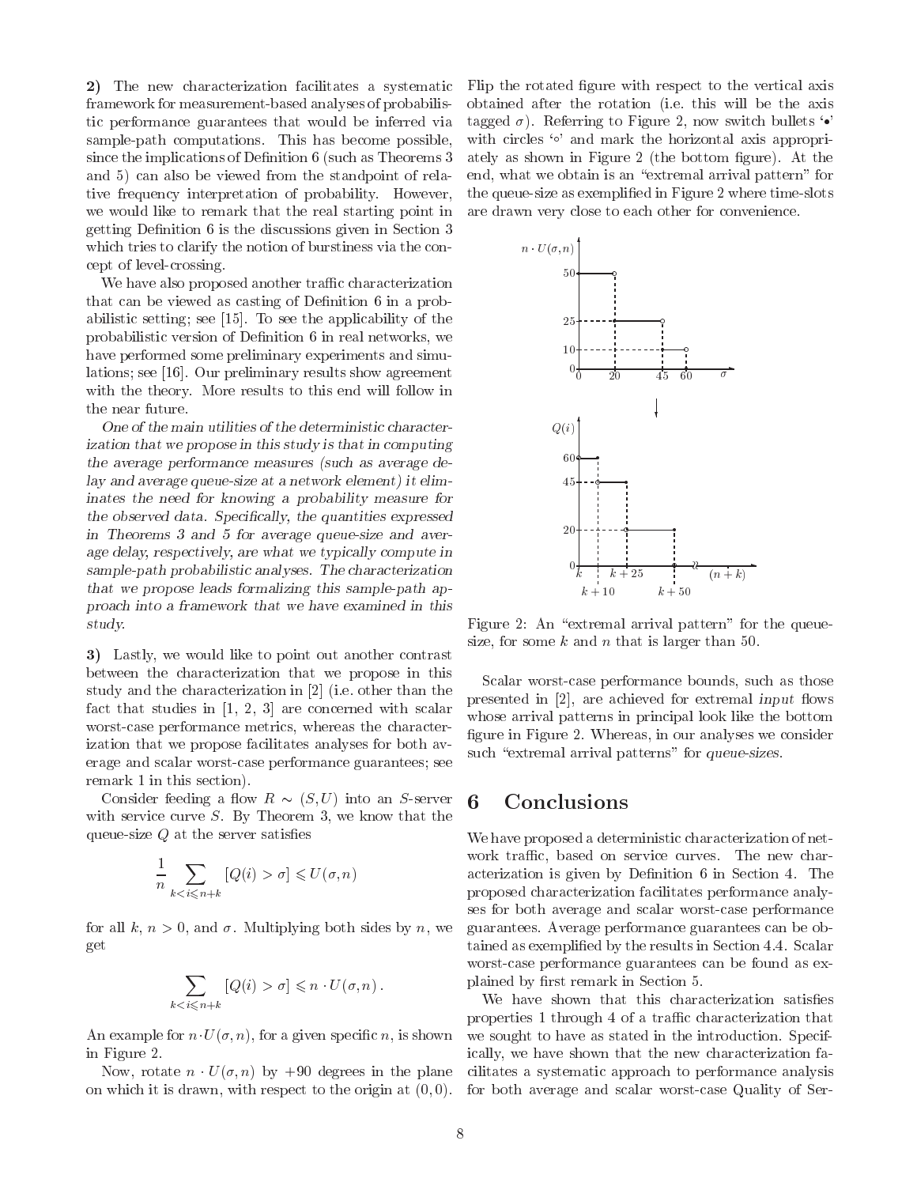**2)** The new characterization facilitates a systematic framework for measurement-based analyses of probabilistic performance guarantees that would be inferred via sample-path computations. This has become possible, since the implications of Definition 6 (such as Theorems 3 and 5) can also be viewed from the standpoint of relative frequency interpretation of probability. However, we would like to remark that the real starting point in getting Definition 6 is the discussions given in Section 3 which tries to clarify the notion of burstiness via the concept of level-crossing.

We have also proposed another traffic characterization that can be viewed as casting of Definition 6 in a probabilistic setting; see [15]. To see the applicability of the probabilistic version of Definition 6 in real networks, we have performed some preliminary experiments and simulations; see [16]. Our preliminary results show agreement with the theory. More results to this end will follow in the near future.

*One of the main utilities of the deterministic characterization that we propose in this study is that in computing the average performance measures (such as average delay and average queue-size at a network element) it eliminates the need for knowing a probability measure for the observed data. Specifically, the quantities expressed in Theorems 3 and 5 for average queue-size and average delay, respectively, are what we typically compute in sample-path probabilistic analyses. The characterization that we propose leads formalizing this sample-path approach into a framework that we have examined in this study.*

**3)** Lastly, we would like to point out another contrast between the characterization that we propose in this study and the characterization in [2] (i.e. other than the fact that studies in [1, 2, 3] are concerned with scalar worst-case performance metrics, whereas the characterization that we propose facilitates analyses for both average and scalar worst-case performance guarantees; see remark 1 in this section).

Consider feeding a flow $R \sim (S, U)$ into an $S$-server with service curve $S$. By Theorem 3, we know that the queue-size $Q$ at the server satisfies

$$\frac{1}{n} \sum_{k < i \leqslant n+k} [Q(i) > \sigma] \leqslant U(\sigma, n)$$

for all $k$, $n > 0$, and $\sigma$. Multiplying both sides by $n$, we get

$$\sum_{k < i \leqslant n+k} [Q(i) > \sigma] \leqslant n \cdot U(\sigma, n) .$$

An example for $n \cdot U(\sigma, n)$, for a given specific $n$, is shown in Figure 2.

Now, rotate $n \cdot U(\sigma, n)$ by $+90$ degrees in the plane on which it is drawn, with respect to the origin at $(0, 0)$. Flip the rotated figure with respect to the vertical axis obtained after the rotation (i.e. this will be the axis tagged $\sigma$). Referring to Figure 2, now switch bullets '•' with circles '∘' and mark the horizontal axis appropriately as shown in Figure 2 (the bottom figure). At the end, what we obtain is an "extremal arrival pattern" for the queue-size as exemplified in Figure 2 where time-slots are drawn very close to each other for convenience.

Figure 2: An "extremal arrival pattern" for the queue-size, for some $k$ and $n$ that is larger than 50.

Scalar worst-case performance bounds, such as those presented in [2], are achieved for extremal *input* flows whose arrival patterns in principal look like the bottom figure in Figure 2. Whereas, in our analyses we consider such "extremal arrival patterns" for *queue-sizes*.

# 6 Conclusions

We have proposed a deterministic characterization of network traffic, based on service curves. The new characterization is given by Definition 6 in Section 4. The proposed characterization facilitates performance analyses for both average and scalar worst-case performance guarantees. Average performance guarantees can be obtained as exemplified by the results in Section 4.4. Scalar worst-case performance guarantees can be found as explained by first remark in Section 5.

We have shown that this characterization satisfies properties 1 through 4 of a traffic characterization that we sought to have as stated in the introduction. Specifically, we have shown that the new characterization facilitates a systematic approach to performance analysis for both average and scalar worst-case Quality of Ser-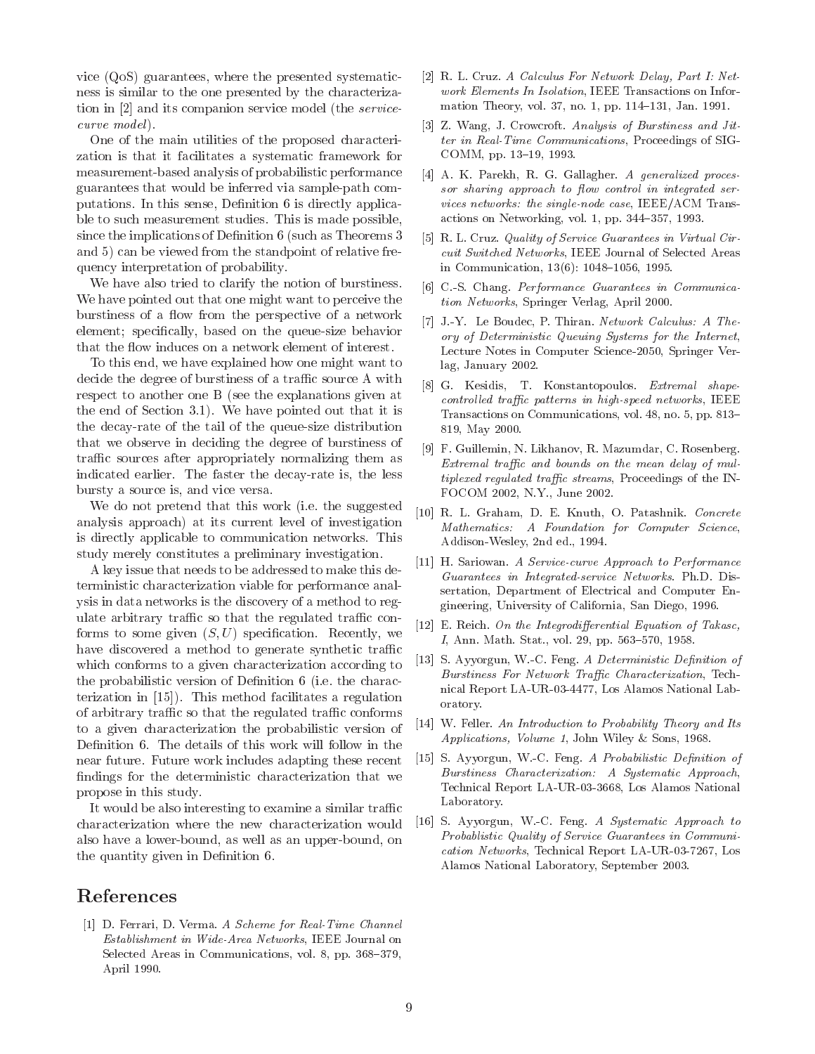vice (QoS) guarantees, where the presented systematicness is similar to the one presented by the characterization in [2] and its companion service model (the *service-curve model*).

One of the main utilities of the proposed characterization is that it facilitates a systematic framework for measurement-based analysis of probabilistic performance guarantees that would be inferred via sample-path computations. In this sense, Definition 6 is directly applicable to such measurement studies. This is made possible, since the implications of Definition 6 (such as Theorems 3 and 5) can be viewed from the standpoint of relative frequency interpretation of probability.

We have also tried to clarify the notion of burstiness. We have pointed out that one might want to perceive the burstiness of a flow from the perspective of a network element; specifically, based on the queue-size behavior that the flow induces on a network element of interest.

To this end, we have explained how one might want to decide the degree of burstiness of a traffic source A with respect to another one B (see the explanations given at the end of Section 3.1). We have pointed out that it is the decay-rate of the tail of the queue-size distribution that we observe in deciding the degree of burstiness of traffic sources after appropriately normalizing them as indicated earlier. The faster the decay-rate is, the less bursty a source is, and vice versa.

We do not pretend that this work (i.e. the suggested analysis approach) at its current level of investigation is directly applicable to communication networks. This study merely constitutes a preliminary investigation.

A key issue that needs to be addressed to make this deterministic characterization viable for performance analysis in data networks is the discovery of a method to regulate arbitrary traffic so that the regulated traffic conforms to some given $(S, U)$ specification. Recently, we have discovered a method to generate synthetic traffic which conforms to a given characterization according to the probabilistic version of Definition 6 (i.e. the characterization in [15]). This method facilitates a regulation of arbitrary traffic so that the regulated traffic conforms to a given characterization the probabilistic version of Definition 6. The details of this work will follow in the near future. Future work includes adapting these recent findings for the deterministic characterization that we propose in this study.

It would be also interesting to examine a similar traffic characterization where the new characterization would also have a lower-bound, as well as an upper-bound, on the quantity given in Definition 6.

# References

[1] D. Ferrari, D. Verma. *A Scheme for Real-Time Channel Establishment in Wide-Area Networks*, IEEE Journal on Selected Areas in Communications, vol. 8, pp. 368–379, April 1990.

[2] R. L. Cruz. *A Calculus For Network Delay, Part I: Network Elements In Isolation*, IEEE Transactions on Information Theory, vol. 37, no. 1, pp. 114–131, Jan. 1991.

[3] Z. Wang, J. Crowcroft. *Analysis of Burstiness and Jitter in Real-Time Communications*, Proceedings of SIGCOMM, pp. 13–19, 1993.

[4] A. K. Parekh, R. G. Gallagher. *A generalized processor sharing approach to flow control in integrated services networks: the single-node case*, IEEE/ACM Transactions on Networking, vol. 1, pp. 344–357, 1993.

[5] R. L. Cruz. *Quality of Service Guarantees in Virtual Circuit Switched Networks*, IEEE Journal of Selected Areas in Communication, 13(6): 1048–1056, 1995.

[6] C.-S. Chang. *Performance Guarantees in Communication Networks*, Springer Verlag, April 2000.

[7] J.-Y. Le Boudec, P. Thiran. *Network Calculus: A Theory of Deterministic Queuing Systems for the Internet*, Lecture Notes in Computer Science-2050, Springer Verlag, January 2002.

[8] G. Kesidis, T. Konstantopoulos. *Extremal shape-controlled traffic patterns in high-speed networks*, IEEE Transactions on Communications, vol. 48, no. 5, pp. 813–819, May 2000.

[9] F. Guillemin, N. Likhanov, R. Mazumdar, C. Rosenberg. *Extremal traffic and bounds on the mean delay of multiplexed regulated traffic streams*, Proceedings of the INFOCOM 2002, N.Y., June 2002.

[10] R. L. Graham, D. E. Knuth, O. Patashnik. *Concrete Mathematics: A Foundation for Computer Science*, Addison-Wesley, 2nd ed., 1994.

[11] H. Sariowan. *A Service-curve Approach to Performance Guarantees in Integrated-service Networks*. Ph.D. Dissertation, Department of Electrical and Computer Engineering, University of California, San Diego, 1996.

[12] E. Reich. *On the Integrodifferential Equation of Takasc, I*, Ann. Math. Stat., vol. 29, pp. 563–570, 1958.

[13] S. Ayyorgun, W.-C. Feng. *A Deterministic Definition of Burstiness For Network Traffic Characterization*, Technical Report LA-UR-03-4477, Los Alamos National Laboratory.

[14] W. Feller. *An Introduction to Probability Theory and Its Applications, Volume 1*, John Wiley & Sons, 1968.

[15] S. Ayyorgun, W.-C. Feng. *A Probabilistic Definition of Burstiness Characterization: A Systematic Approach*, Technical Report LA-UR-03-3668, Los Alamos National Laboratory.

[16] S. Ayyorgun, W.-C. Feng. *A Systematic Approach to Probablistic Quality of Service Guarantees in Communication Networks*, Technical Report LA-UR-03-7267, Los Alamos National Laboratory, September 2003.